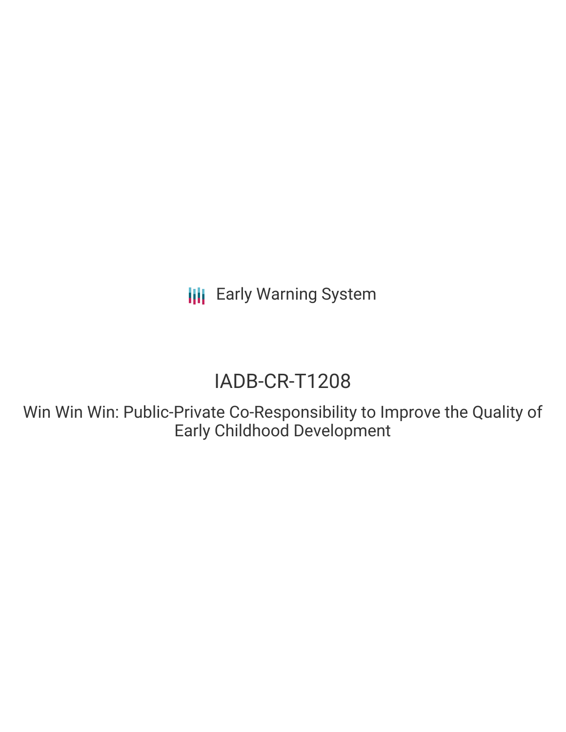Early Warning System

# IADB-CR-T1208

## Win Win Win: Public-Private Co-Responsibility to Improve the Quality of Early Childhood Development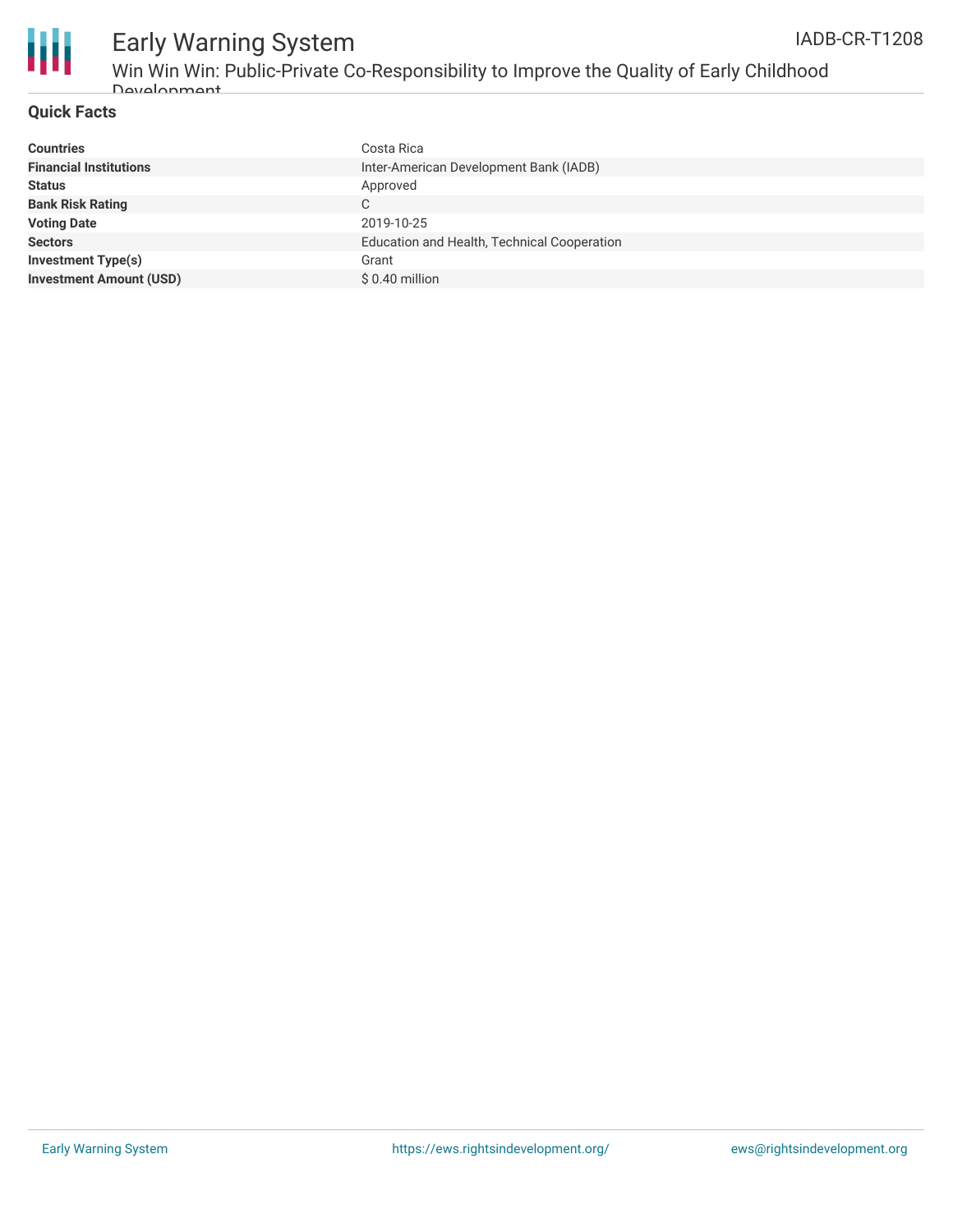## Quick Facts

| | |
|---|---|
| **Countries** | Costa Rica |
| **Financial Institutions** | Inter-American Development Bank (IADB) |
| **Status** | Approved |
| **Bank Risk Rating** | C |
| **Voting Date** | 2019-10-25 |
| **Sectors** | Education and Health, Technical Cooperation |
| **Investment Type(s)** | Grant |
| **Investment Amount (USD)** | $ 0.40 million |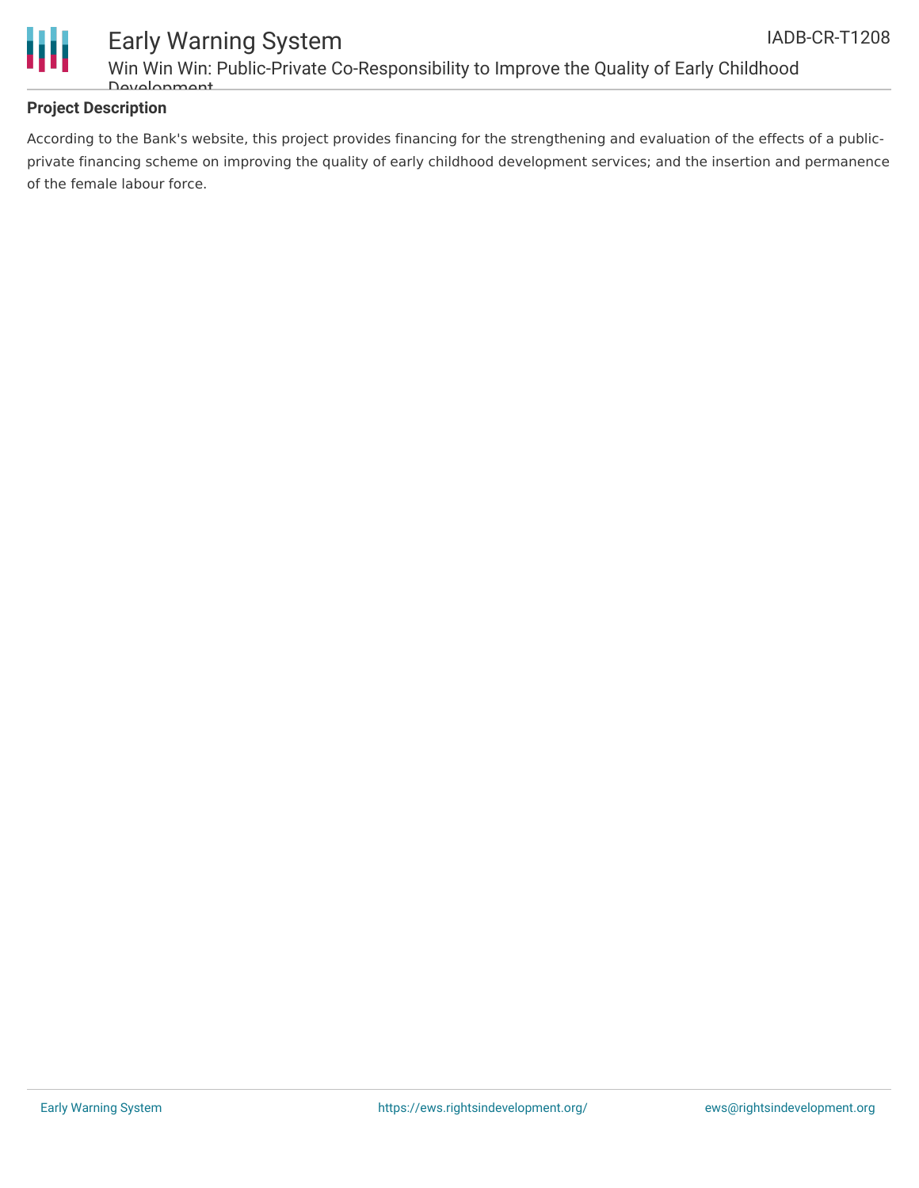## Project Description

According to the Bank's website, this project provides financing for the strengthening and evaluation of the effects of a public-private financing scheme on improving the quality of early childhood development services; and the insertion and permanence of the female labour force.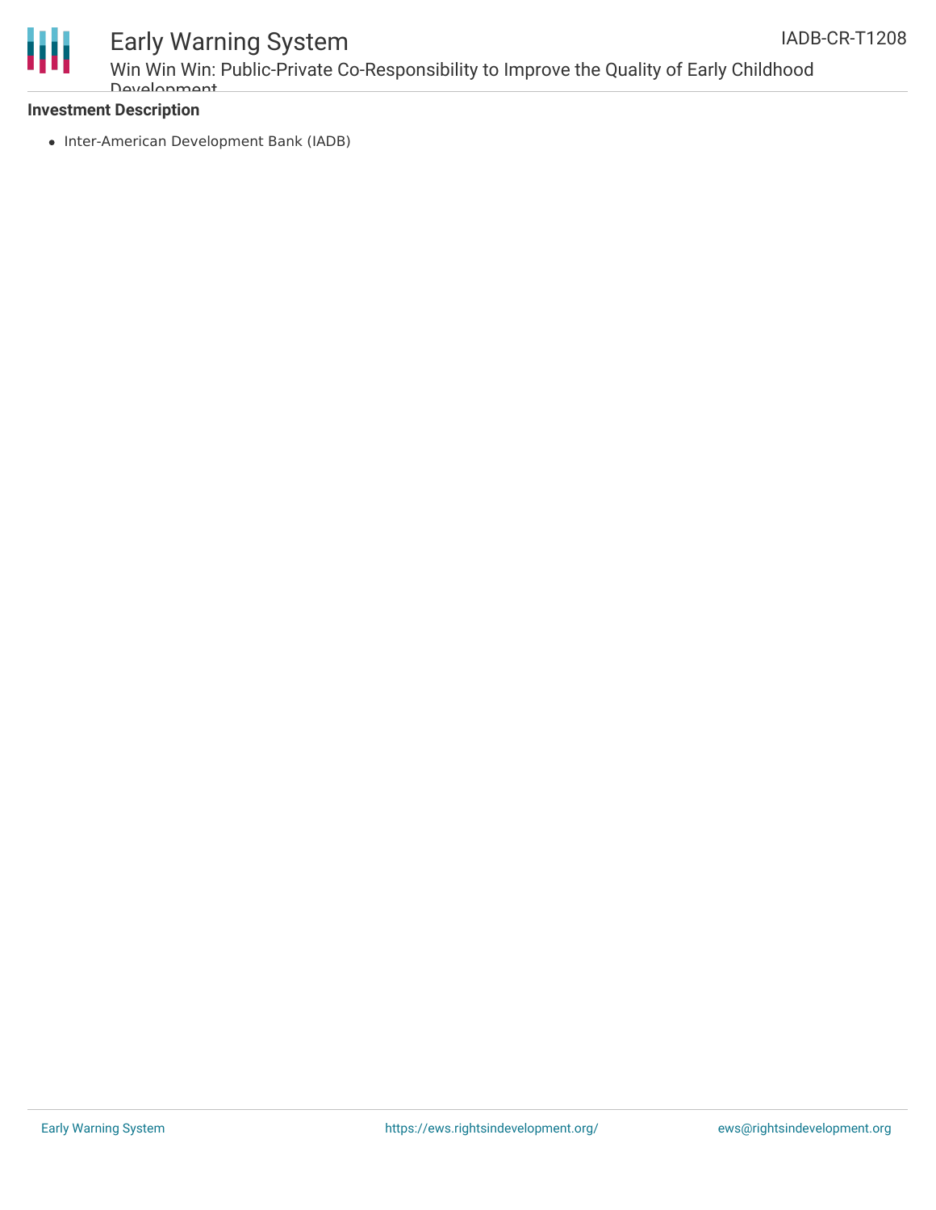**Investment Description**

- Inter-American Development Bank (IADB)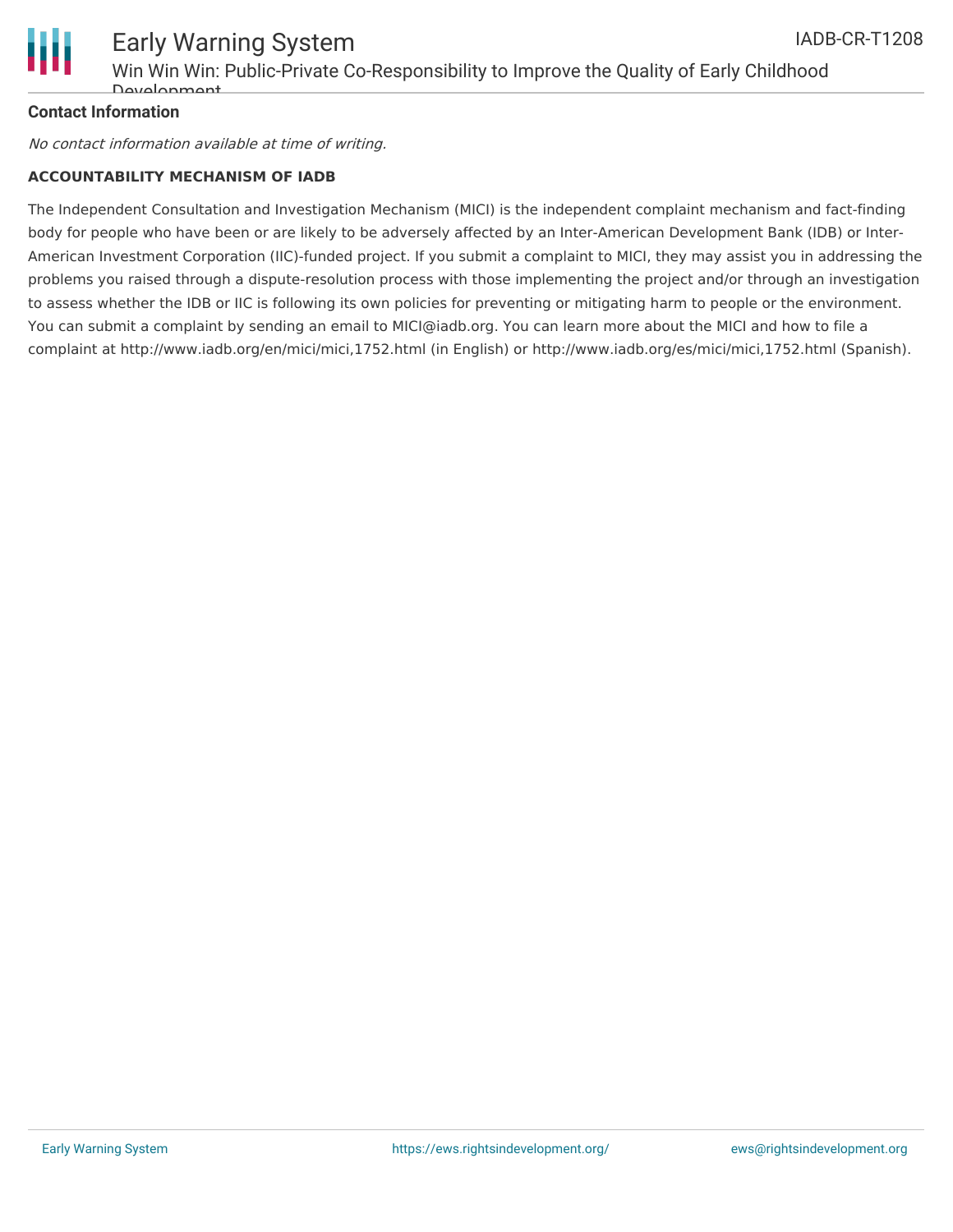**Contact Information**

*No contact information available at time of writing.*

**ACCOUNTABILITY MECHANISM OF IADB**

The Independent Consultation and Investigation Mechanism (MICI) is the independent complaint mechanism and fact-finding body for people who have been or are likely to be adversely affected by an Inter-American Development Bank (IDB) or Inter-American Investment Corporation (IIC)-funded project. If you submit a complaint to MICI, they may assist you in addressing the problems you raised through a dispute-resolution process with those implementing the project and/or through an investigation to assess whether the IDB or IIC is following its own policies for preventing or mitigating harm to people or the environment. You can submit a complaint by sending an email to MICI@iadb.org. You can learn more about the MICI and how to file a complaint at http://www.iadb.org/en/mici/mici,1752.html (in English) or http://www.iadb.org/es/mici/mici,1752.html (Spanish).